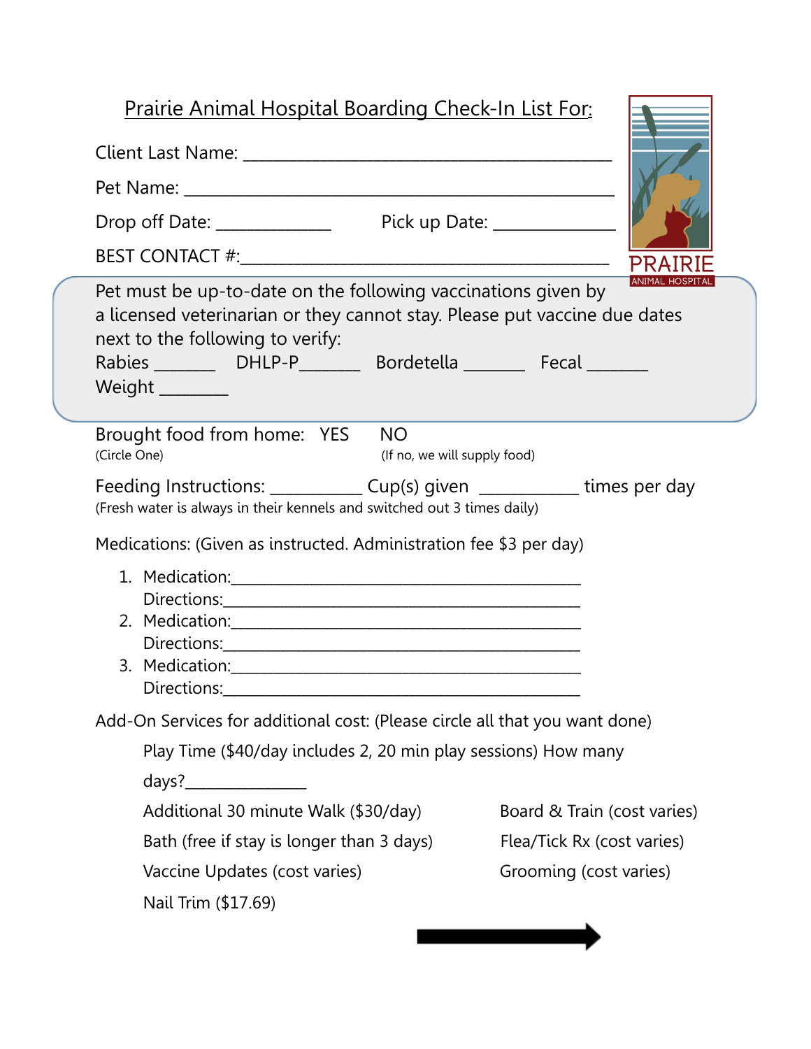## Prairie Animal Hospital Boarding Check-In List For:

PRAIRIE ANIMAL HOSPITAL

Client Last Name: ___________________________________________

Pet Name: ___________________________________________________

Drop off Date: _____________ Pick up Date: _____________

BEST CONTACT #:______________________________________________

Pet must be up-to-date on the following vaccinations given by a licensed veterinarian or they cannot stay. Please put vaccine due dates next to the following to verify:

Rabies _______ DHLP-P_______ Bordetella _______ Fecal _______

Weight _______

Brought food from home: YES NO
(Circle One) (If no, we will supply food)

Feeding Instructions: __________ Cup(s) given ___________ times per day
(Fresh water is always in their kennels and switched out 3 times daily)

Medications: (Given as instructed. Administration fee $3 per day)

1. Medication:_____________________________________________
   Directions:_____________________________________________
2. Medication:_____________________________________________
   Directions:_____________________________________________
3. Medication:_____________________________________________
   Directions:_____________________________________________

Add-On Services for additional cost: (Please circle all that you want done)

Play Time ($40/day includes 2, 20 min play sessions) How many days?_______________

Additional 30 minute Walk ($30/day)

Bath (free if stay is longer than 3 days)

Vaccine Updates (cost varies)

Nail Trim ($17.69)

Board & Train (cost varies)

Flea/Tick Rx (cost varies)

Grooming (cost varies)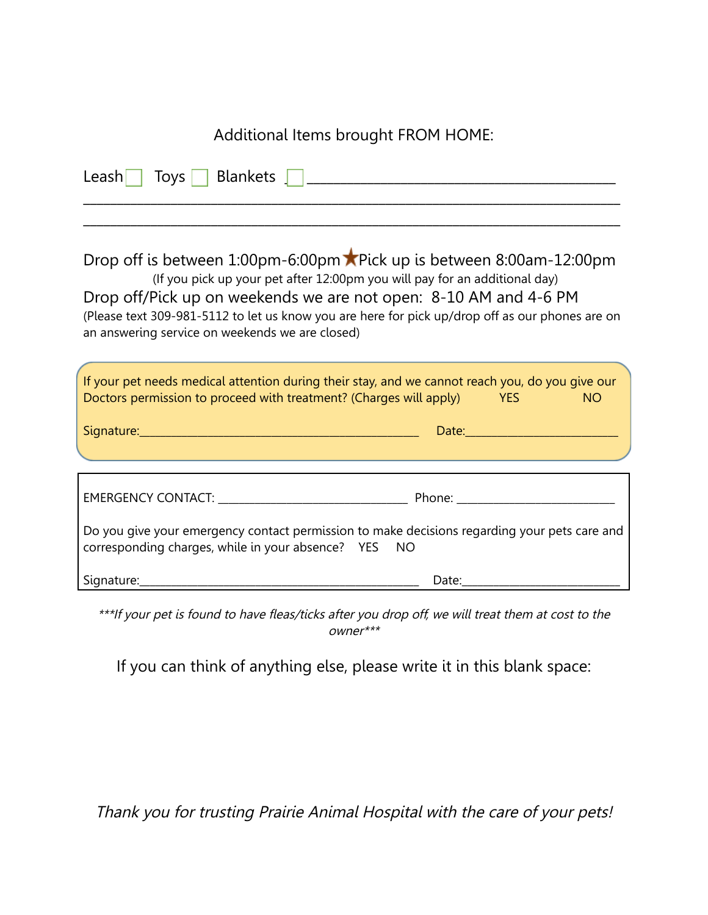Additional Items brought FROM HOME:

Leash ☐ Toys ☐ Blankets ☐ ____________________________________________

________________________________________________________________________

________________________________________________________________________

Drop off is between 1:00pm-6:00pm ★ Pick up is between 8:00am-12:00pm

(If you pick up your pet after 12:00pm you will pay for an additional day)

Drop off/Pick up on weekends we are not open: 8-10 AM and 4-6 PM

(Please text 309-981-5112 to let us know you are here for pick up/drop off as our phones are on an answering service on weekends we are closed)

If your pet needs medical attention during their stay, and we cannot reach you, do you give our Doctors permission to proceed with treatment? (Charges will apply) YES NO

Signature:_________________________________________ Date:_______________________

EMERGENCY CONTACT: ____________________________ Phone: ________________________

Do you give your emergency contact permission to make decisions regarding your pets care and corresponding charges, while in your absence? YES NO

Signature:_________________________________________ Date:_______________________

****If your pet is found to have fleas/ticks after you drop off, we will treat them at cost to the owner****

If you can think of anything else, please write it in this blank space:

*Thank you for trusting Prairie Animal Hospital with the care of your pets!*